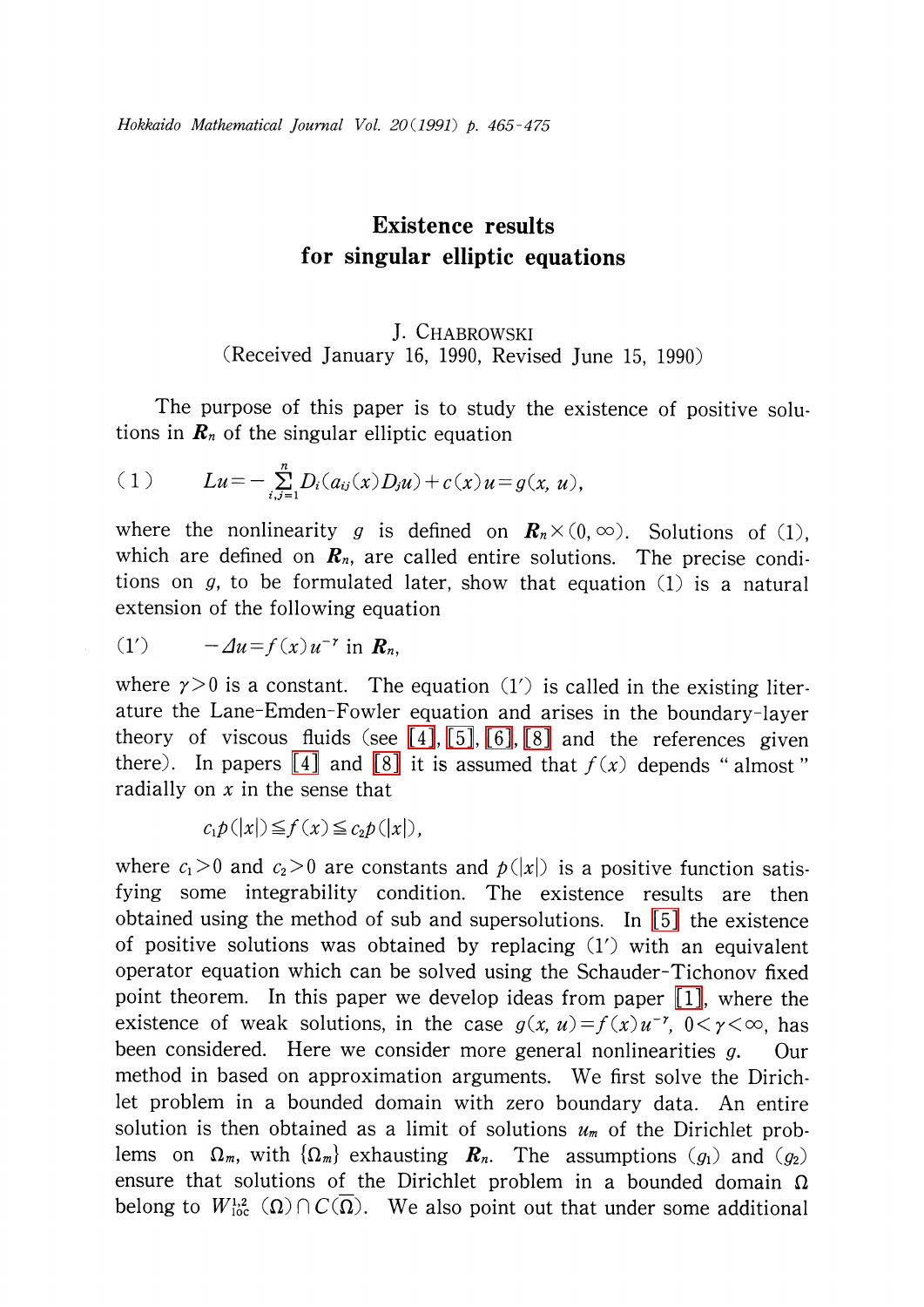# Existence results for singular elliptic equations

J. CHABROWSKI

(Received January 16, 1990, Revised June 15, 1990)

The purpose of this paper is to study the existence of positive solutions in $\boldsymbol{R}_n$ of the singular elliptic equation

$$(1) \qquad Lu=-\sum_{i,j=1}^{n} D_i(a_{ij}(x)D_ju)+c(x)u=g(x, u),$$

where the nonlinearity $g$ is defined on $\boldsymbol{R}_n\times(0, \infty)$. Solutions of (1), which are defined on $\boldsymbol{R}_n$, are called entire solutions. The precise conditions on $g$, to be formulated later, show that equation (1) is a natural extension of the following equation

$$(1') \qquad -\Delta u=f(x)u^{-\gamma} \text{ in } \boldsymbol{R}_n,$$

where $\gamma>0$ is a constant. The equation (1′) is called in the existing literature the Lane-Emden-Fowler equation and arises in the boundary-layer theory of viscous fluids (see [4], [5], [6], [8] and the references given there). In papers [4] and [8] it is assumed that $f(x)$ depends "almost" radially on $x$ in the sense that

$$c_1p(|x|)\leqq f(x)\leqq c_2p(|x|),$$

where $c_1>0$ and $c_2>0$ are constants and $p(|x|)$ is a positive function satisfying some integrability condition. The existence results are then obtained using the method of sub and supersolutions. In [5] the existence of positive solutions was obtained by replacing (1′) with an equivalent operator equation which can be solved using the Schauder-Tichonov fixed point theorem. In this paper we develop ideas from paper [1], where the existence of weak solutions, in the case $g(x, u)=f(x)u^{-\gamma}$, $0<\gamma<\infty$, has been considered. Here we consider more general nonlinearities $g$. Our method in based on approximation arguments. We first solve the Dirichlet problem in a bounded domain with zero boundary data. An entire solution is then obtained as a limit of solutions $u_m$ of the Dirichlet problems on $\Omega_m$, with $\{\Omega_m\}$ exhausting $\boldsymbol{R}_n$. The assumptions $(g_1)$ and $(g_2)$ ensure that solutions of the Dirichlet problem in a bounded domain $\Omega$ belong to $W_{\text{loc}}^{1,2}(\Omega)\cap C(\overline{\Omega})$. We also point out that under some additional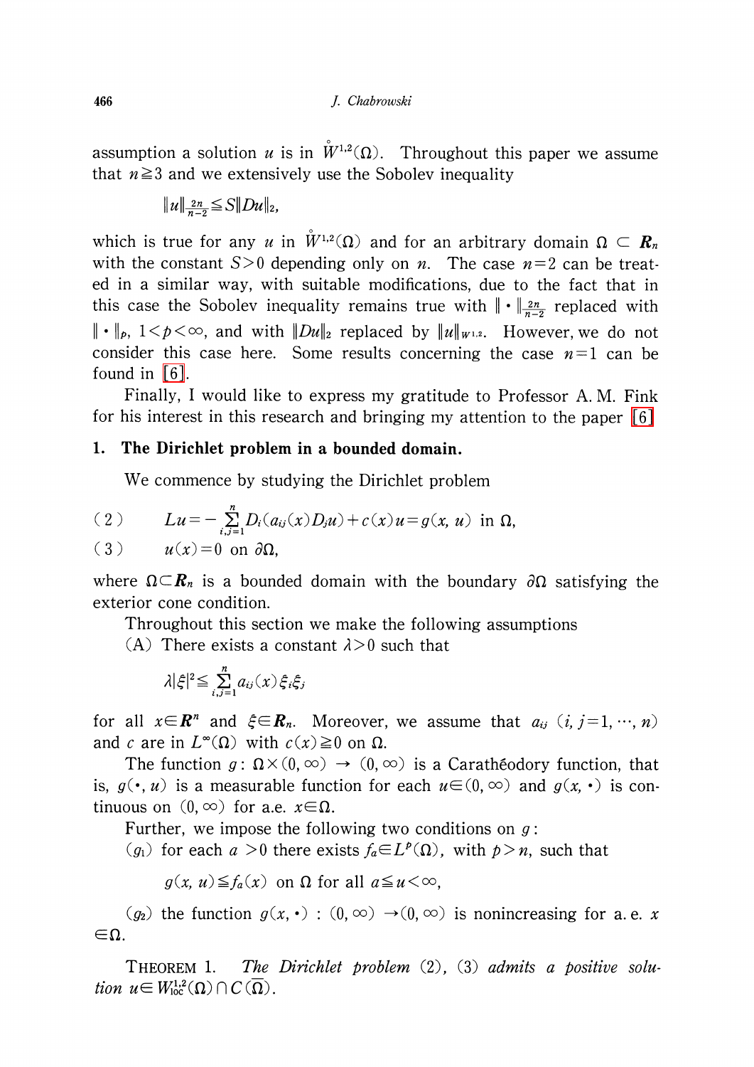assumption a solution $u$ is in $\overset{\circ}{W}^{1,2}(\Omega)$. Throughout this paper we assume that $n \geqq 3$ and we extensively use the Sobolev inequality

$$\|u\|_{\frac{2n}{n-2}} \leqq S\|Du\|_2,$$

which is true for any $u$ in $\overset{\circ}{W}^{1,2}(\Omega)$ and for an arbitrary domain $\Omega \subset \boldsymbol{R}_n$ with the constant $S>0$ depending only on $n$. The case $n=2$ can be treated in a similar way, with suitable modifications, due to the fact that in this case the Sobolev inequality remains true with $\|\cdot\|_{\frac{2n}{n-2}}$ replaced with $\|\cdot\|_p$, $1<p<\infty$, and with $\|Du\|_2$ replaced by $\|u\|_{W^{1,2}}$. However, we do not consider this case here. Some results concerning the case $n=1$ can be found in [6].

Finally, I would like to express my gratitude to Professor A. M. Fink for his interest in this research and bringing my attention to the paper [6]

## 1. The Dirichlet problem in a bounded domain.

We commence by studying the Dirichlet problem

$$(2) \qquad Lu = -\sum_{i,j=1}^{n} D_i(a_{ij}(x)D_ju) + c(x)u = g(x, u) \text{ in } \Omega,$$

$$(3) \qquad u(x) = 0 \text{ on } \partial\Omega,$$

where $\Omega \subset \boldsymbol{R}_n$ is a bounded domain with the boundary $\partial\Omega$ satisfying the exterior cone condition.

Throughout this section we make the following assumptions

(A) There exists a constant $\lambda>0$ such that

$$\lambda|\xi|^2 \leqq \sum_{i,j=1}^{n} a_{ij}(x)\xi_i\xi_j$$

for all $x \in \boldsymbol{R}^n$ and $\xi \in \boldsymbol{R}_n$. Moreover, we assume that $a_{ij}$ $(i, j=1, \cdots, n)$ and $c$ are in $L^\infty(\Omega)$ with $c(x) \geqq 0$ on $\Omega$.

The function $g: \Omega \times (0, \infty) \to (0, \infty)$ is a Carathéodory function, that is, $g(\cdot, u)$ is a measurable function for each $u \in (0, \infty)$ and $g(x, \cdot)$ is continuous on $(0, \infty)$ for a.e. $x \in \Omega$.

Further, we impose the following two conditions on $g$:

($g_1$) for each $a>0$ there exists $f_a \in L^p(\Omega)$, with $p>n$, such that

$$g(x, u) \leqq f_a(x) \text{ on } \Omega \text{ for all } a \leqq u < \infty,$$

($g_2$) the function $g(x, \cdot) : (0, \infty) \to (0, \infty)$ is nonincreasing for a. e. $x \in \Omega$.

THEOREM 1. *The Dirichlet problem* (2), (3) *admits a positive solution* $u \in W^{1,2}_{\text{loc}}(\Omega) \cap C(\bar{\Omega})$.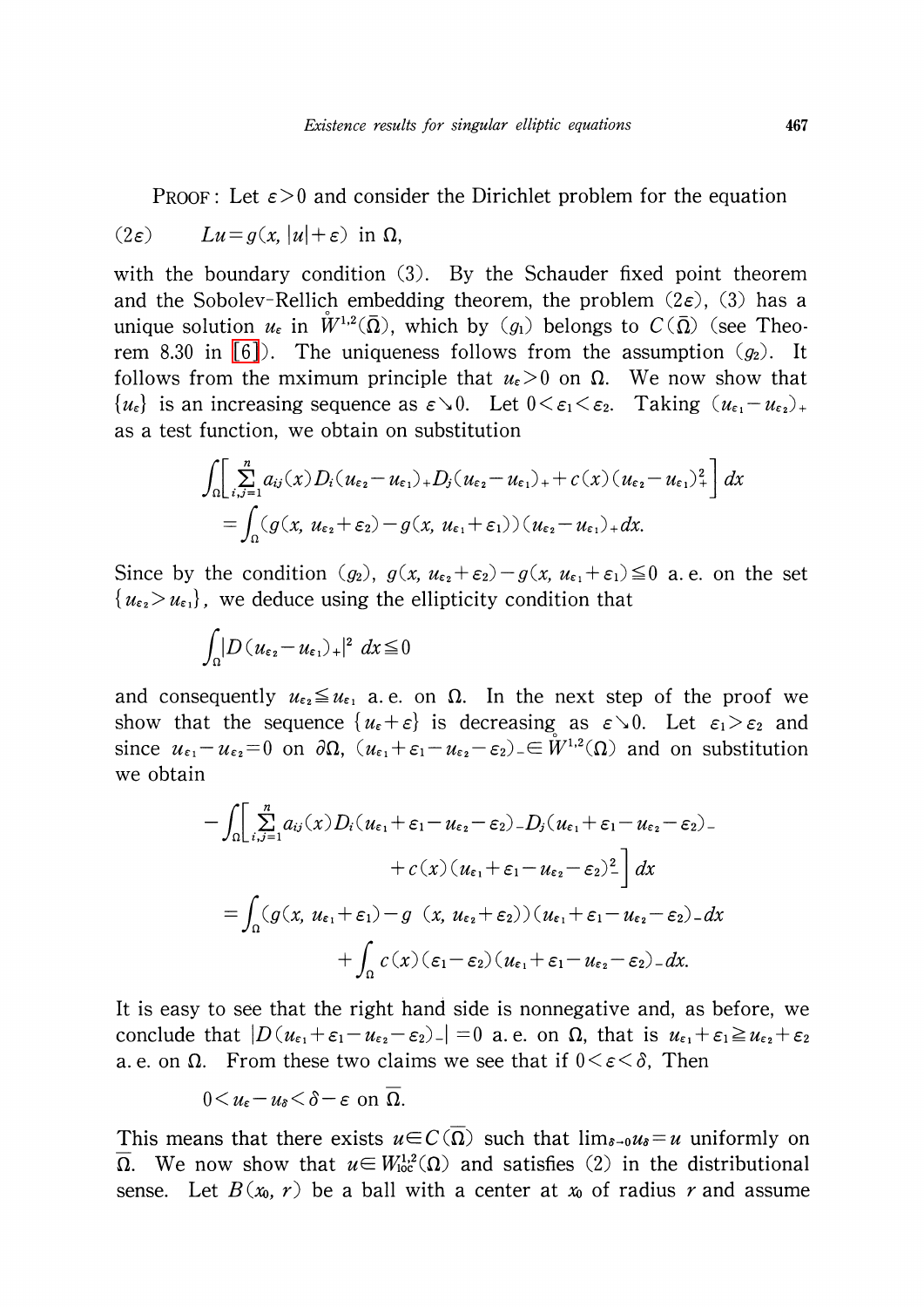PROOF: Let $\varepsilon>0$ and consider the Dirichlet problem for the equation

$$(2\varepsilon) \qquad Lu=g(x, |u|+\varepsilon) \text{ in } \Omega,$$

with the boundary condition (3). By the Schauder fixed point theorem and the Sobolev-Rellich embedding theorem, the problem $(2\varepsilon)$, (3) has a unique solution $u_\varepsilon$ in $\overset{\circ}{W}{}^{1,2}(\bar{\Omega})$, which by $(g_1)$ belongs to $C(\bar{\Omega})$ (see Theorem 8.30 in [6]). The uniqueness follows from the assumption $(g_2)$. It follows from the mximum principle that $u_\varepsilon>0$ on $\Omega$. We now show that $\{u_\varepsilon\}$ is an increasing sequence as $\varepsilon\searrow 0$. Let $0<\varepsilon_1<\varepsilon_2$. Taking $(u_{\varepsilon_1}-u_{\varepsilon_2})_+$ as a test function, we obtain on substitution

$$\begin{aligned}\int_\Omega\Big[\sum_{i,j=1}^n a_{ij}(x)D_i(u_{\varepsilon_2}-u_{\varepsilon_1})_+D_j(u_{\varepsilon_2}-u_{\varepsilon_1})_+ + c(x)(u_{\varepsilon_2}-u_{\varepsilon_1})_+^2\Big]\,dx\\ =\int_\Omega (g(x, u_{\varepsilon_2}+\varepsilon_2)-g(x, u_{\varepsilon_1}+\varepsilon_1))(u_{\varepsilon_2}-u_{\varepsilon_1})_+dx.\end{aligned}$$

Since by the condition $(g_2)$, $g(x, u_{\varepsilon_2}+\varepsilon_2)-g(x, u_{\varepsilon_1}+\varepsilon_1)\leqq 0$ a. e. on the set $\{u_{\varepsilon_2}>u_{\varepsilon_1}\}$, we deduce using the ellipticity condition that

$$\int_\Omega |D(u_{\varepsilon_2}-u_{\varepsilon_1})_+|^2\,dx\leqq 0$$

and consequently $u_{\varepsilon_2}\leqq u_{\varepsilon_1}$ a. e. on $\Omega$. In the next step of the proof we show that the sequence $\{u_\varepsilon+\varepsilon\}$ is decreasing as $\varepsilon\searrow 0$. Let $\varepsilon_1>\varepsilon_2$ and since $u_{\varepsilon_1}-u_{\varepsilon_2}=0$ on $\partial\Omega$, $(u_{\varepsilon_1}+\varepsilon_1-u_{\varepsilon_2}-\varepsilon_2)_-\in \overset{\circ}{W}{}^{1,2}(\Omega)$ and on substitution we obtain

$$\begin{aligned}-\int_\Omega\Big[\sum_{i,j=1}^n a_{ij}(x)D_i(u_{\varepsilon_1}+\varepsilon_1-u_{\varepsilon_2}-\varepsilon_2)_-D_j(u_{\varepsilon_1}+\varepsilon_1-u_{\varepsilon_2}-\varepsilon_2)_-\\ + c(x)(u_{\varepsilon_1}+\varepsilon_1-u_{\varepsilon_2}-\varepsilon_2)_-^2\Big]\,dx\\ =\int_\Omega (g(x, u_{\varepsilon_1}+\varepsilon_1)-g(x, u_{\varepsilon_2}+\varepsilon_2))(u_{\varepsilon_1}+\varepsilon_1-u_{\varepsilon_2}-\varepsilon_2)_-dx\\ +\int_\Omega c(x)(\varepsilon_1-\varepsilon_2)(u_{\varepsilon_1}+\varepsilon_1-u_{\varepsilon_2}-\varepsilon_2)_-dx.\end{aligned}$$

It is easy to see that the right hand side is nonnegative and, as before, we conclude that $|D(u_{\varepsilon_1}+\varepsilon_1-u_{\varepsilon_2}-\varepsilon_2)_-|=0$ a. e. on $\Omega$, that is $u_{\varepsilon_1}+\varepsilon_1\geqq u_{\varepsilon_2}+\varepsilon_2$ a. e. on $\Omega$. From these two claims we see that if $0<\varepsilon<\delta$, Then

$$0<u_\varepsilon-u_\delta<\delta-\varepsilon \text{ on } \bar{\Omega}.$$

This means that there exists $u\in C(\bar{\Omega})$ such that $\lim_{\delta\to 0}u_\delta=u$ uniformly on $\bar{\Omega}$. We now show that $u\in W^{1,2}_{loc}(\Omega)$ and satisfies (2) in the distributional sense. Let $B(x_0, r)$ be a ball with a center at $x_0$ of radius $r$ and assume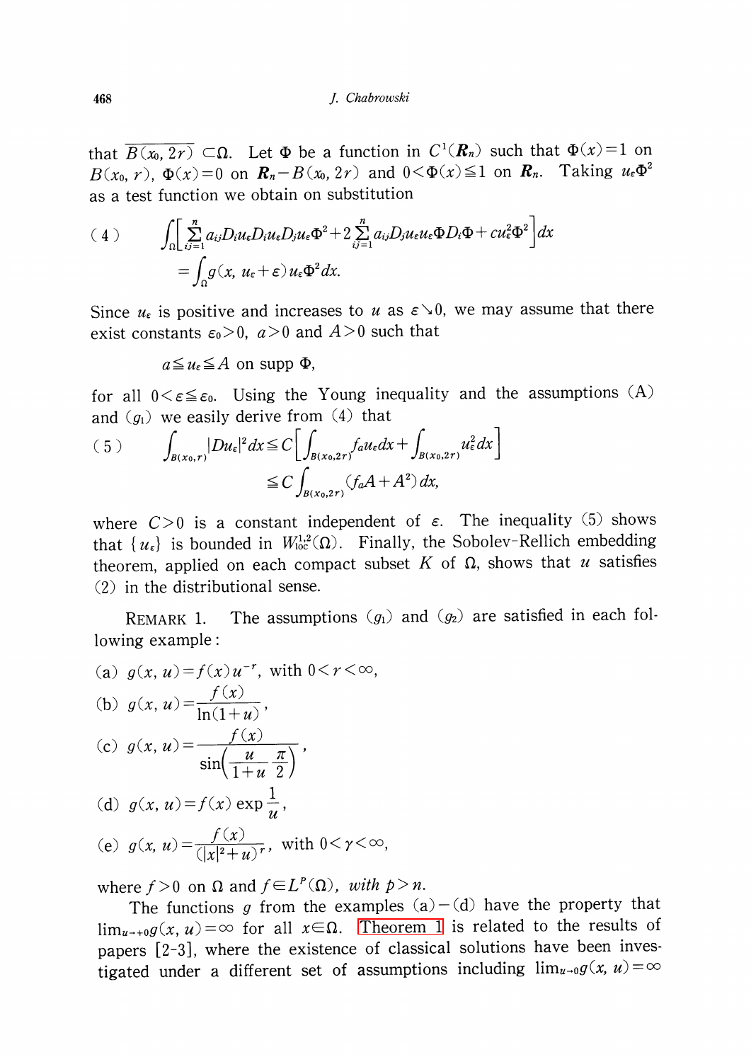that $\overline{B(x_0, 2r)} \subset \Omega$. Let $\Phi$ be a function in $C^1(\boldsymbol{R}_n)$ such that $\Phi(x)=1$ on $B(x_0, r)$, $\Phi(x)=0$ on $\boldsymbol{R}_n - B(x_0, 2r)$ and $0<\Phi(x)\leqq 1$ on $\boldsymbol{R}_n$. Taking $u_\varepsilon \Phi^2$ as a test function we obtain on substitution

$$
(4) \qquad \int_\Omega \left[ \sum_{i,j=1}^n a_{ij} D_i u_\varepsilon D_i u_\varepsilon D_j u_\varepsilon \Phi^2 + 2 \sum_{i,j=1}^n a_{ij} D_j u_\varepsilon u_\varepsilon \Phi D_i \Phi + c u_\varepsilon^2 \Phi^2 \right] dx
$$

$$
= \int_\Omega g(x, u_\varepsilon + \varepsilon) u_\varepsilon \Phi^2 dx.
$$

Since $u_\varepsilon$ is positive and increases to $u$ as $\varepsilon \searrow 0$, we may assume that there exist constants $\varepsilon_0 > 0$, $a > 0$ and $A > 0$ such that

$$
a \leqq u_\varepsilon \leqq A \text{ on supp } \Phi,
$$

for all $0 < \varepsilon \leqq \varepsilon_0$. Using the Young inequality and the assumptions (A) and $(g_1)$ we easily derive from (4) that

$$
(5) \qquad \int_{B(x_0, r)} |Du_\varepsilon|^2 dx \leqq C \left[ \int_{B(x_0, 2r)} f_a u_\varepsilon dx + \int_{B(x_0, 2r)} u_\varepsilon^2 dx \right]
$$

$$
\leqq C \int_{B(x_0, 2r)} (f_a A + A^2) dx,
$$

where $C>0$ is a constant independent of $\varepsilon$. The inequality (5) shows that $\{u_\varepsilon\}$ is bounded in $W^{1,2}_{\mathrm{loc}}(\Omega)$. Finally, the Sobolev-Rellich embedding theorem, applied on each compact subset $K$ of $\Omega$, shows that $u$ satisfies (2) in the distributional sense.

REMARK 1. The assumptions $(g_1)$ and $(g_2)$ are satisfied in each following example:

(a) $g(x, u) = f(x) u^{-r}$, with $0 < r < \infty$,

(b) $g(x, u) = \dfrac{f(x)}{\ln(1+u)}$,

(c) $g(x, u) = \dfrac{f(x)}{\sin\left(\dfrac{u}{1+u} \dfrac{\pi}{2}\right)}$,

(d) $g(x, u) = f(x) \exp \dfrac{1}{u}$,

(e) $g(x, u) = \dfrac{f(x)}{(|x|^2 + u)^r}$, with $0 < \gamma < \infty$,

where $f > 0$ on $\Omega$ and $f \in L^p(\Omega)$, *with* $p > n$.

The functions $g$ from the examples (a)$-$(d) have the property that $\lim_{u \to +0} g(x, u) = \infty$ for all $x \in \Omega$. Theorem 1 is related to the results of papers [2-3], where the existence of classical solutions have been investigated under a different set of assumptions including $\lim_{u \to 0} g(x, u) = \infty$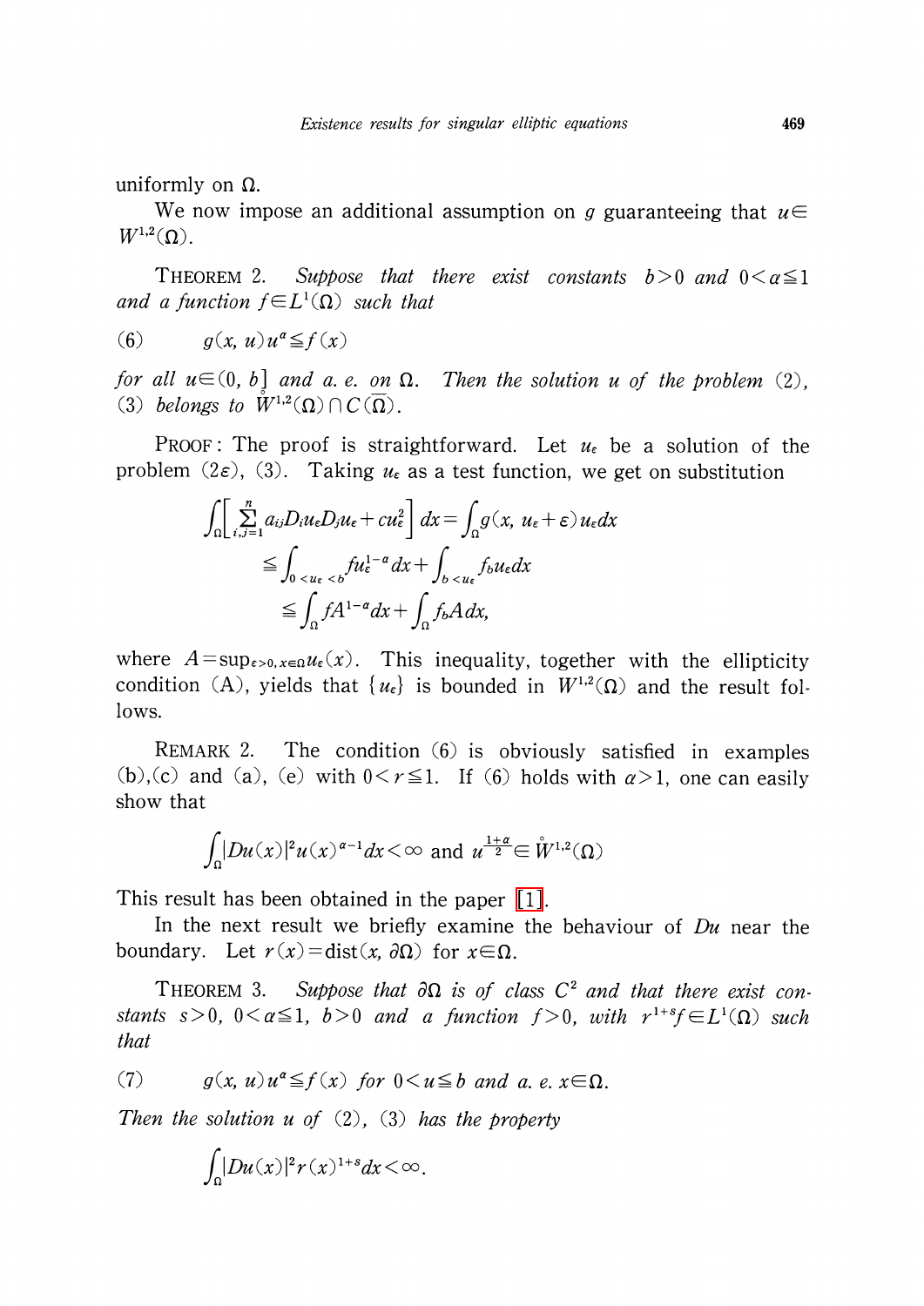uniformly on $\Omega$.

We now impose an additional assumption on $g$ guaranteeing that $u \in W^{1,2}(\Omega)$.

THEOREM 2. *Suppose that there exist constants $b > 0$ and $0 < \alpha \leqq 1$ and a function $f \in L^1(\Omega)$ such that*

$$(6) \qquad g(x, u)u^{\alpha} \leqq f(x)$$

*for all $u \in (0, b]$ and a. e. on $\Omega$. Then the solution $u$ of the problem (2), (3) belongs to $\mathring{W}^{1,2}(\Omega) \cap C(\overline{\Omega})$.*

PROOF: The proof is straightforward. Let $u_\varepsilon$ be a solution of the problem (2$\varepsilon$), (3). Taking $u_\varepsilon$ as a test function, we get on substitution

$$\begin{aligned}
\int_\Omega \left[ \sum_{i,j=1}^{n} a_{ij} D_i u_\varepsilon D_j u_\varepsilon + c u_\varepsilon^2 \right] dx &= \int_\Omega g(x, u_\varepsilon + \varepsilon) u_\varepsilon dx \\
&\leqq \int_{0 < u_\varepsilon < b} f u_\varepsilon^{1-\alpha} dx + \int_{b < u_\varepsilon} f_b u_\varepsilon dx \\
&\leqq \int_\Omega f A^{1-\alpha} dx + \int_\Omega f_b A \, dx,
\end{aligned}$$

where $A = \sup_{\varepsilon > 0, x \in \Omega} u_\varepsilon(x)$. This inequality, together with the ellipticity condition (A), yields that $\{u_\varepsilon\}$ is bounded in $W^{1,2}(\Omega)$ and the result follows.

REMARK 2. The condition (6) is obviously satisfied in examples (b),(c) and (a), (e) with $0 < r \leqq 1$. If (6) holds with $\alpha > 1$, one can easily show that

$$\int_\Omega |Du(x)|^2 u(x)^{\alpha-1} dx < \infty \text{ and } u^{\frac{1+\alpha}{2}} \in \mathring{W}^{1,2}(\Omega)$$

This result has been obtained in the paper [1].

In the next result we briefly examine the behaviour of $Du$ near the boundary. Let $r(x) = \operatorname{dist}(x, \partial\Omega)$ for $x \in \Omega$.

THEOREM 3. *Suppose that $\partial\Omega$ is of class $C^2$ and that there exist constants $s > 0$, $0 < \alpha \leqq 1$, $b > 0$ and a function $f > 0$, with $r^{1+s} f \in L^1(\Omega)$ such that*

$$(7) \qquad g(x, u)u^{\alpha} \leqq f(x) \text{ for } 0 < u \leqq b \text{ and a. e. } x \in \Omega.$$

*Then the solution $u$ of (2), (3) has the property*

$$\int_\Omega |Du(x)|^2 r(x)^{1+s} dx < \infty.$$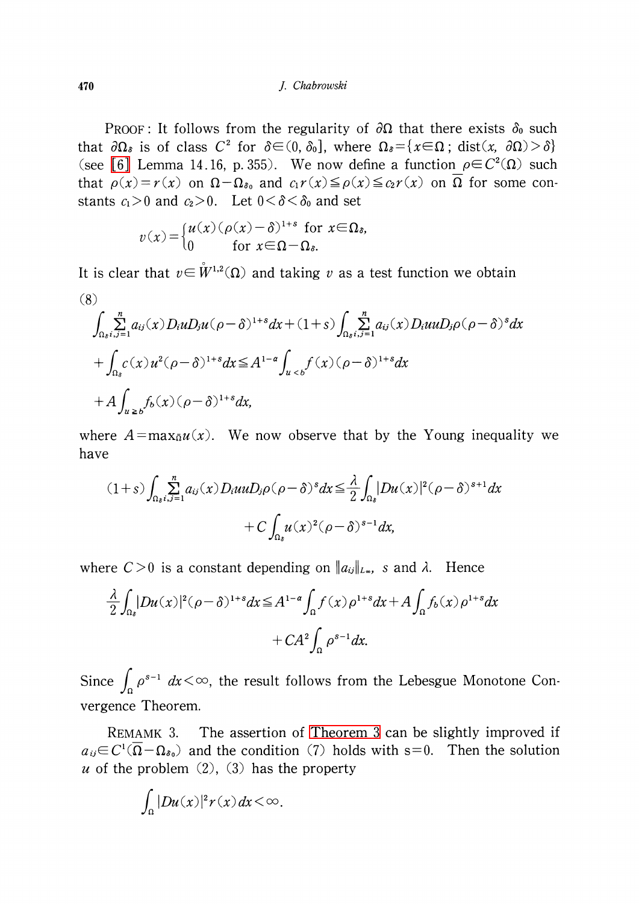PROOF: It follows from the regularity of $\partial\Omega$ that there exists $\delta_0$ such that $\partial\Omega_\delta$ is of class $C^2$ for $\delta\in(0, \delta_0]$, where $\Omega_\delta=\{x\in\Omega\,;\,\mathrm{dist}(x, \partial\Omega)>\delta\}$ (see [6] Lemma 14.16, p. 355). We now define a function $\rho\in C^2(\Omega)$ such that $\rho(x)=r(x)$ on $\Omega-\Omega_{\delta_0}$ and $c_1 r(x)\leqq\rho(x)\leqq c_2 r(x)$ on $\overline{\Omega}$ for some constants $c_1>0$ and $c_2>0$. Let $0<\delta<\delta_0$ and set

$$v(x)=\begin{cases} u(x)(\rho(x)-\delta)^{1+s} & \text{for } x\in\Omega_\delta, \\ 0 & \text{for } x\in\Omega-\Omega_\delta. \end{cases}$$

It is clear that $v\in \overset{\circ}{W}{}^{1,2}(\Omega)$ and taking $v$ as a test function we obtain

(8)
$$\int_{\Omega_\delta}\sum_{i,j=1}^{n} a_{ij}(x)D_iuD_ju(\rho-\delta)^{1+s}dx+(1+s)\int_{\Omega_\delta}\sum_{i,j=1}^{n} a_{ij}(x)D_iuuD_j\rho(\rho-\delta)^{s}dx$$
$$+\int_{\Omega_\delta}c(x)u^2(\rho-\delta)^{1+s}dx\leqq A^{1-\alpha}\int_{u<b}f(x)(\rho-\delta)^{1+s}dx$$
$$+A\int_{u\geqq b}f_b(x)(\rho-\delta)^{1+s}dx,$$

where $A=\max_{\overline{\Omega}}u(x)$. We now observe that by the Young inequality we have

$$(1+s)\int_{\Omega_\delta}\sum_{i,j=1}^{n} a_{ij}(x)D_iuuD_j\rho(\rho-\delta)^{s}dx\leqq\frac{\lambda}{2}\int_{\Omega_\delta}|Du(x)|^2(\rho-\delta)^{s+1}dx$$
$$+C\int_{\Omega_\delta}u(x)^2(\rho-\delta)^{s-1}dx,$$

where $C>0$ is a constant depending on $\|a_{ij}\|_{L_\infty}$, $s$ and $\lambda$. Hence

$$\frac{\lambda}{2}\int_{\Omega_\delta}|Du(x)|^2(\rho-\delta)^{1+s}dx\leqq A^{1-\alpha}\int_{\Omega}f(x)\rho^{1+s}dx+A\int_{\Omega}f_b(x)\rho^{1+s}dx$$
$$+CA^2\int_{\Omega}\rho^{s-1}dx.$$

Since $\int_{\Omega}\rho^{s-1}\,dx<\infty$, the result follows from the Lebesgue Monotone Convergence Theorem.

REMAMK 3. The assertion of Theorem 3 can be slightly improved if $a_{ij}\in C^1(\overline{\Omega}-\Omega_{\delta_0})$ and the condition (7) holds with $s=0$. Then the solution $u$ of the problem (2), (3) has the property

$$\int_{\Omega}|Du(x)|^2r(x)\,dx<\infty.$$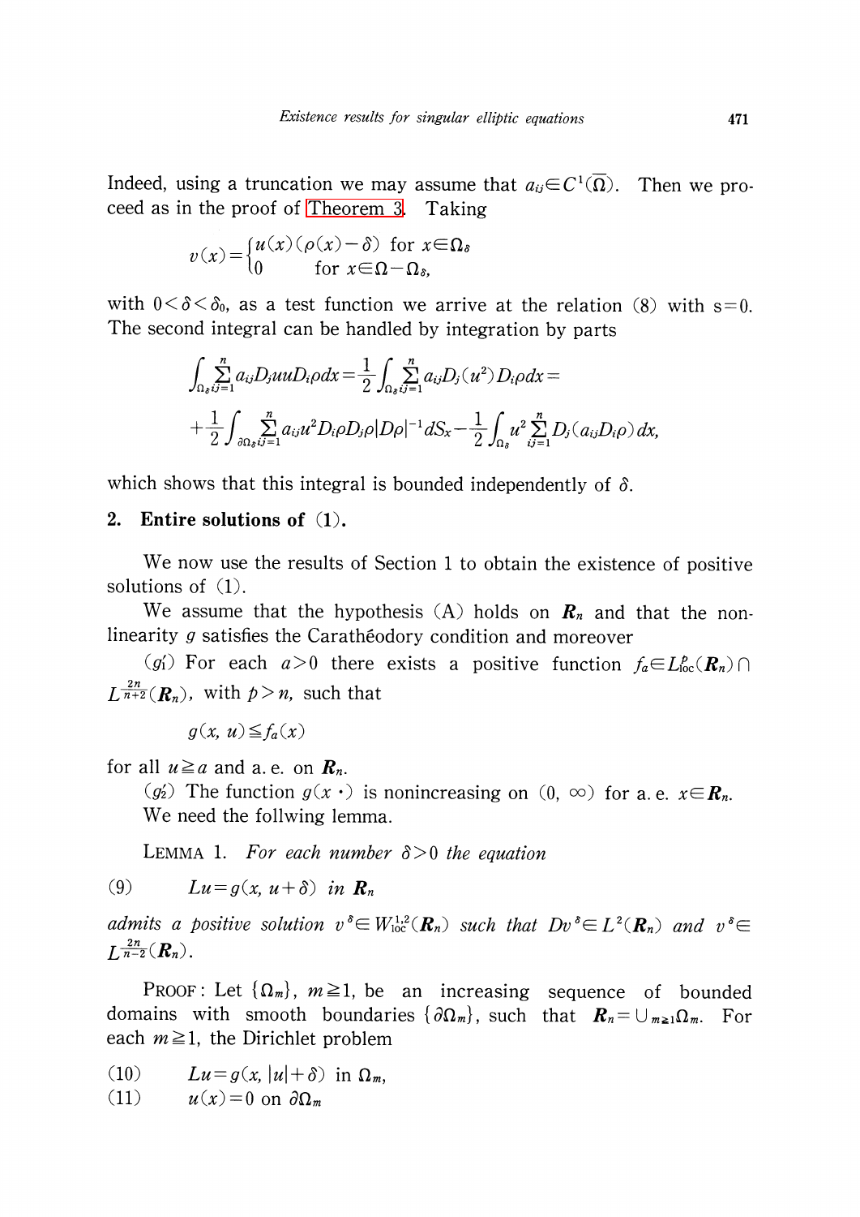Indeed, using a truncation we may assume that $a_{ij} \in C^1(\overline{\Omega})$. Then we proceed as in the proof of Theorem 3. Taking

$$v(x) = \begin{cases} u(x)(\rho(x) - \delta) & \text{for } x \in \Omega_\delta \\ 0 & \text{for } x \in \Omega - \Omega_\delta, \end{cases}$$

with $0 < \delta < \delta_0$, as a test function we arrive at the relation (8) with $s = 0$. The second integral can be handled by integration by parts

$$\int_{\Omega_\delta} \sum_{ij=1}^n a_{ij} D_j u u D_i \rho dx = \frac{1}{2} \int_{\Omega_\delta} \sum_{ij=1}^n a_{ij} D_j(u^2) D_i \rho dx =$$

$$+ \frac{1}{2} \int_{\partial \Omega_\delta} \sum_{ij=1}^n a_{ij} u^2 D_i \rho D_j \rho |D\rho|^{-1} dS_x - \frac{1}{2} \int_{\Omega_\delta} u^2 \sum_{ij=1}^n D_j(a_{ij} D_i \rho) dx,$$

which shows that this integral is bounded independently of $\delta$.

## 2. Entire solutions of (1).

We now use the results of Section 1 to obtain the existence of positive solutions of (1).

We assume that the hypothesis (A) holds on $\boldsymbol{R}_n$ and that the nonlinearity $g$ satisfies the Carathéodory condition and moreover

($g_1'$) For each $a > 0$ there exists a positive function $f_a \in L^p_{\text{loc}}(\boldsymbol{R}_n) \cap L^{\frac{2n}{n+2}}(\boldsymbol{R}_n)$, with $p > n$, such that

$$g(x, u) \leqq f_a(x)$$

for all $u \geqq a$ and a. e. on $\boldsymbol{R}_n$.

($g_2'$) The function $g(x \cdot)$ is nonincreasing on $(0, \infty)$ for a. e. $x \in \boldsymbol{R}_n$.

We need the follwing lemma.

LEMMA 1. *For each number $\delta > 0$ the equation*

$$(9) \qquad Lu = g(x, u + \delta) \ \ in\ \boldsymbol{R}_n$$

*admits a positive solution $v^\delta \in W^{1,2}_{\text{loc}}(\boldsymbol{R}_n)$ such that $Dv^\delta \in L^2(\boldsymbol{R}_n)$ and $v^\delta \in L^{\frac{2n}{n-2}}(\boldsymbol{R}_n)$.*

PROOF: Let $\{\Omega_m\}$, $m \geqq 1$, be an increasing sequence of bounded domains with smooth boundaries $\{\partial \Omega_m\}$, such that $\boldsymbol{R}_n = \cup_{m \geqq 1} \Omega_m$. For each $m \geqq 1$, the Dirichlet problem

$$(10) \qquad Lu = g(x, |u| + \delta) \ \text{in}\ \Omega_m,$$

$$(11) \qquad u(x) = 0 \ \text{on}\ \partial \Omega_m$$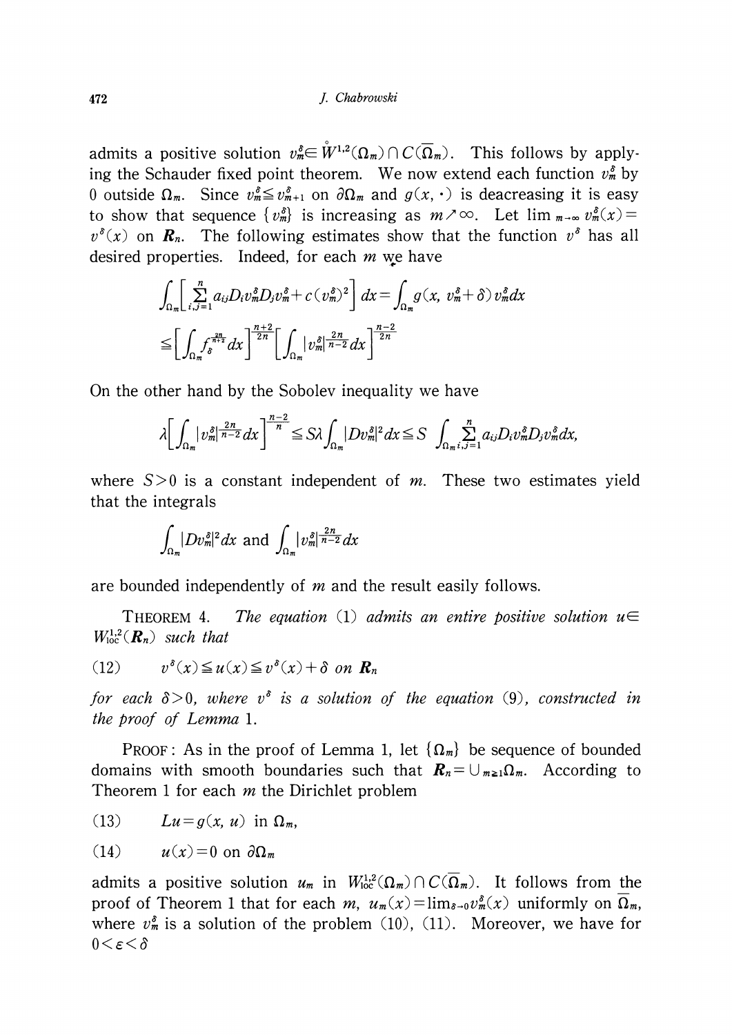admits a positive solution $v_m^\delta \in \mathring{W}^{1,2}(\Omega_m) \cap C(\overline{\Omega}_m)$. This follows by applying the Schauder fixed point theorem. We now extend each function $v_m^\delta$ by 0 outside $\Omega_m$. Since $v_m^\delta \leqq v_{m+1}^\delta$ on $\partial\Omega_m$ and $g(x, \cdot)$ is deacreasing it is easy to show that sequence $\{v_m^\delta\}$ is increasing as $m \nearrow \infty$. Let $\lim_{m\to\infty} v_m^\delta(x) = v^\delta(x)$ on $\boldsymbol{R}_n$. The following estimates show that the function $v^\delta$ has all desired properties. Indeed, for each $m$ we have

$$\int_{\Omega_m} \left[ \sum_{i,j=1}^{n} a_{ij} D_i v_m^\delta D_j v_m^\delta + c(v_m^\delta)^2 \right] dx = \int_{\Omega_m} g(x, v_m^\delta + \delta) v_m^\delta dx$$

$$\leqq \left[ \int_{\Omega_m} f_\delta^{\frac{2n}{n+2}} dx \right]^{\frac{n+2}{2n}} \left[ \int_{\Omega_m} |v_m^\delta|^{\frac{2n}{n-2}} dx \right]^{\frac{n-2}{2n}}$$

On the other hand by the Sobolev inequality we have

$$\lambda \left[ \int_{\Omega_m} |v_m^\delta|^{\frac{2n}{n-2}} dx \right]^{\frac{n-2}{n}} \leqq S\lambda \int_{\Omega_m} |Dv_m^\delta|^2 dx \leqq S \int_{\Omega_m} \sum_{i,j=1}^{n} a_{ij} D_i v_m^\delta D_j v_m^\delta dx,$$

where $S > 0$ is a constant independent of $m$. These two estimates yield that the integrals

$$\int_{\Omega_m} |Dv_m^\delta|^2 dx \text{ and } \int_{\Omega_m} |v_m^\delta|^{\frac{2n}{n-2}} dx$$

are bounded independently of $m$ and the result easily follows.

THEOREM 4. *The equation* (1) *admits an entire positive solution* $u \in W_{\mathrm{loc}}^{1,2}(\boldsymbol{R}_n)$ *such that*

$$(12) \qquad v^\delta(x) \leqq u(x) \leqq v^\delta(x) + \delta \text{ on } \boldsymbol{R}_n$$

*for each* $\delta > 0$, *where* $v^\delta$ *is a solution of the equation* (9), *constructed in the proof of Lemma* 1.

PROOF: As in the proof of Lemma 1, let $\{\Omega_m\}$ be sequence of bounded domains with smooth boundaries such that $\boldsymbol{R}_n = \cup_{m \geq 1} \Omega_m$. According to Theorem 1 for each $m$ the Dirichlet problem

$$(13) \qquad Lu = g(x, u) \text{ in } \Omega_m,$$

$$(14) \qquad u(x) = 0 \text{ on } \partial\Omega_m$$

admits a positive solution $u_m$ in $W_{\mathrm{loc}}^{1,2}(\Omega_m) \cap C(\overline{\Omega}_m)$. It follows from the proof of Theorem 1 that for each $m$, $u_m(x) = \lim_{\delta\to 0} v_m^\delta(x)$ uniformly on $\overline{\Omega}_m$, where $v_m^\delta$ is a solution of the problem (10), (11). Moreover, we have for $0 < \varepsilon < \delta$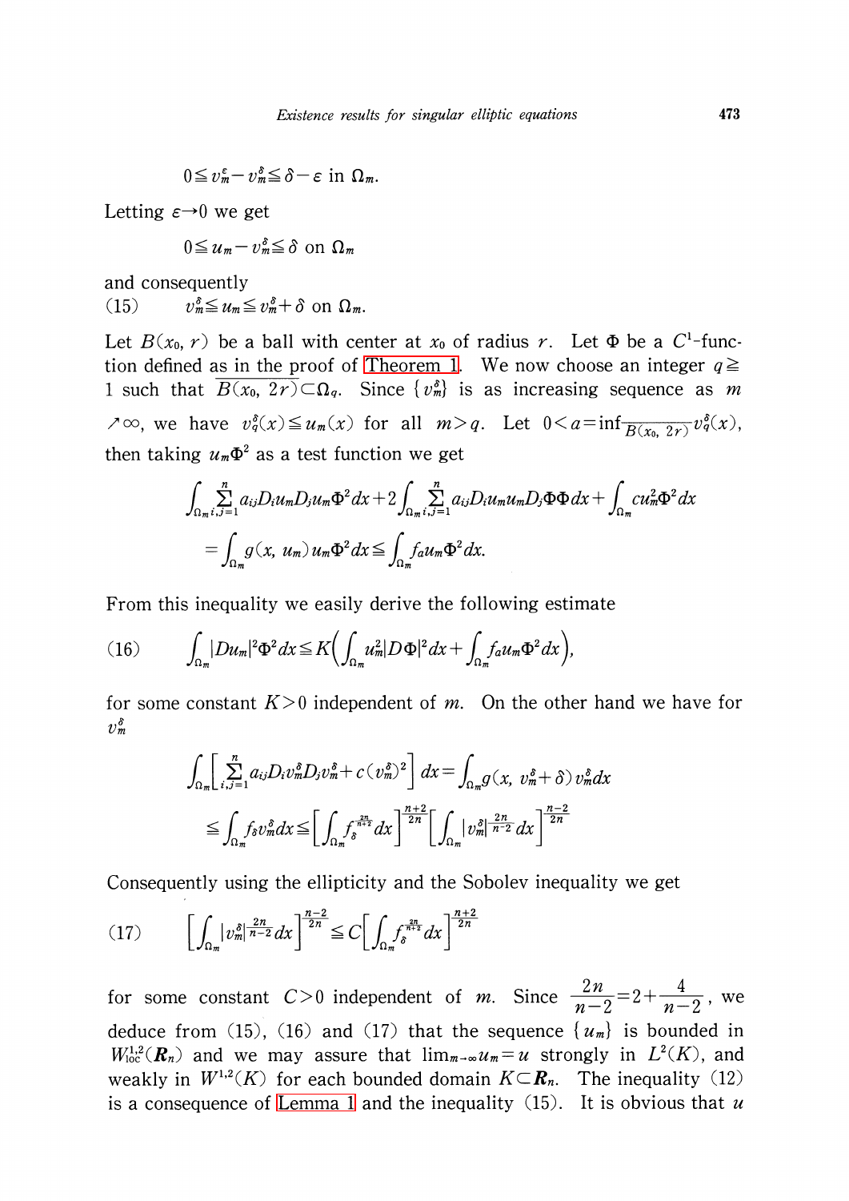$$0 \leqq v_m^\varepsilon - v_m^\delta \leqq \delta - \varepsilon \text{ in } \Omega_m.$$

Letting $\varepsilon \to 0$ we get

$$0 \leqq u_m - v_m^\delta \leqq \delta \text{ on } \Omega_m$$

and consequently

$$(15) \qquad v_m^\delta \leqq u_m \leqq v_m^\delta + \delta \text{ on } \Omega_m.$$

Let $B(x_0, r)$ be a ball with center at $x_0$ of radius $r$. Let $\Phi$ be a $C^1$-function defined as in the proof of Theorem 1. We now choose an integer $q \geqq 1$ such that $\overline{B(x_0, 2r)} \subset \Omega_q$. Since $\{v_m^\delta\}$ is as increasing sequence as $m \nearrow \infty$, we have $v_q^\delta(x) \leqq u_m(x)$ for all $m > q$. Let $0 < a = \inf_{\overline{B(x_0, 2r)}} v_q^\delta(x)$, then taking $u_m \Phi^2$ as a test function we get

$$\int_{\Omega_m} \sum_{i,j=1}^n a_{ij} D_i u_m D_j u_m \Phi^2 dx + 2 \int_{\Omega_m} \sum_{i,j=1}^n a_{ij} D_i u_m u_m D_j \Phi \Phi dx + \int_{\Omega_m} c u_m^2 \Phi^2 dx$$
$$= \int_{\Omega_m} g(x, u_m) u_m \Phi^2 dx \leqq \int_{\Omega_m} f_a u_m \Phi^2 dx.$$

From this inequality we easily derive the following estimate

$$(16) \qquad \int_{\Omega_m} |Du_m|^2 \Phi^2 dx \leqq K\left( \int_{\Omega_m} u_m^2 |D\Phi|^2 dx + \int_{\Omega_m} f_a u_m \Phi^2 dx \right),$$

for some constant $K > 0$ independent of $m$. On the other hand we have for $v_m^\delta$

$$\int_{\Omega_m} \left[ \sum_{i,j=1}^n a_{ij} D_i v_m^\delta D_j v_m^\delta + c (v_m^\delta)^2 \right] dx = \int_{\Omega_m} g(x, v_m^\delta + \delta) v_m^\delta dx$$
$$\leqq \int_{\Omega_m} f_\delta v_m^\delta dx \leqq \left[ \int_{\Omega_m} f_\delta^{\frac{2n}{n+2}} dx \right]^{\frac{n+2}{2n}} \left[ \int_{\Omega_m} |v_m^\delta|^{\frac{2n}{n-2}} dx \right]^{\frac{n-2}{2n}}$$

Consequently using the ellipticity and the Sobolev inequality we get

$$(17) \qquad \left[ \int_{\Omega_m} |v_m^\delta|^{\frac{2n}{n-2}} dx \right]^{\frac{n-2}{2n}} \leqq C \left[ \int_{\Omega_m} f_\delta^{\frac{2n}{n+2}} dx \right]^{\frac{n+2}{2n}}$$

for some constant $C > 0$ independent of $m$. Since $\frac{2n}{n-2} = 2 + \frac{4}{n-2}$, we deduce from (15), (16) and (17) that the sequence $\{u_m\}$ is bounded in $W_{\mathrm{loc}}^{1,2}(\boldsymbol{R}_n)$ and we may assure that $\lim_{m \to \infty} u_m = u$ strongly in $L^2(K)$, and weakly in $W^{1,2}(K)$ for each bounded domain $K \subset \boldsymbol{R}_n$. The inequality (12) is a consequence of Lemma 1 and the inequality (15). It is obvious that $u$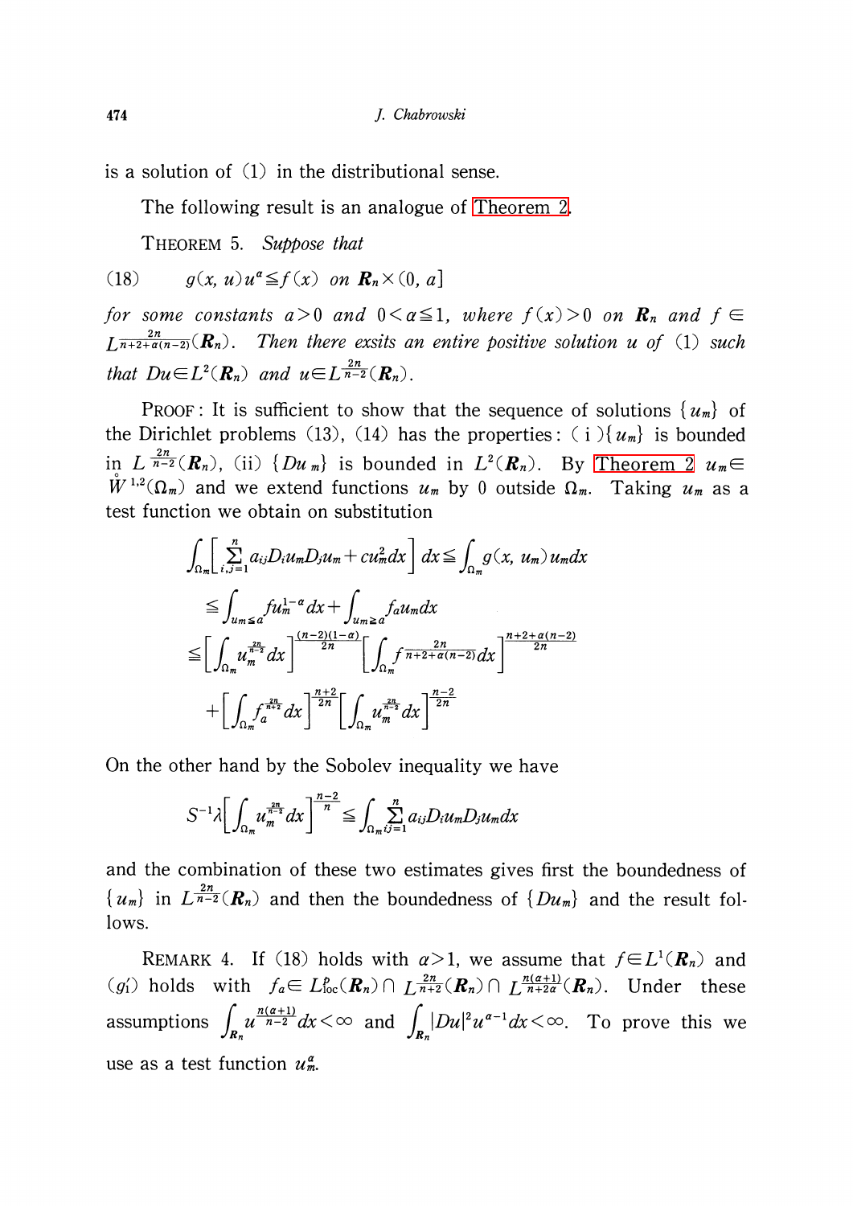is a solution of (1) in the distributional sense.

The following result is an analogue of Theorem 2.

THEOREM 5. *Suppose that*

$$(18) \qquad g(x, u)u^{\alpha} \leqq f(x) \quad \text{on } \boldsymbol{R}_n \times (0, a]$$

*for some constants* $a>0$ *and* $0<\alpha\leqq 1$, *where* $f(x)>0$ *on* $\boldsymbol{R}_n$ *and* $f \in L^{\frac{2n}{n+2+\alpha(n-2)}}(\boldsymbol{R}_n)$. *Then there exsits an entire positive solution* $u$ *of* (1) *such that* $Du \in L^2(\boldsymbol{R}_n)$ *and* $u \in L^{\frac{2n}{n-2}}(\boldsymbol{R}_n)$.

PROOF: It is sufficient to show that the sequence of solutions $\{u_m\}$ of the Dirichlet problems (13), (14) has the properties: (i) $\{u_m\}$ is bounded in $L^{\frac{2n}{n-2}}(\boldsymbol{R}_n)$, (ii) $\{Du_m\}$ is bounded in $L^2(\boldsymbol{R}_n)$. By Theorem 2 $u_m \in \mathring{W}^{1,2}(\Omega_m)$ and we extend functions $u_m$ by 0 outside $\Omega_m$. Taking $u_m$ as a test function we obtain on substitution

$$\int_{\Omega_m}\left[\sum_{i,j=1}^{n} a_{ij}D_iu_mD_ju_m + cu_m^2 dx\right]dx \leqq \int_{\Omega_m} g(x, u_m)u_m dx$$

$$\leqq \int_{u_m \leqq a} fu_m^{1-\alpha}dx + \int_{u_m \geqq a} f_a u_m dx$$

$$\leqq \left[\int_{\Omega_m} u_m^{\frac{2n}{n-2}}dx\right]^{\frac{(n-2)(1-\alpha)}{2n}}\left[\int_{\Omega_m} f^{\frac{2n}{n+2+\alpha(n-2)}}dx\right]^{\frac{n+2+\alpha(n-2)}{2n}}$$

$$+\left[\int_{\Omega_m} f_a^{\frac{2n}{n+2}}dx\right]^{\frac{n+2}{2n}}\left[\int_{\Omega_m} u_m^{\frac{2n}{n-2}}dx\right]^{\frac{n-2}{2n}}$$

On the other hand by the Sobolev inequality we have

$$S^{-1}\lambda\left[\int_{\Omega_m} u_m^{\frac{2n}{n-2}}dx\right]^{\frac{n-2}{n}} \leqq \int_{\Omega_m}\sum_{ij=1}^{n} a_{ij}D_iu_mD_ju_m dx$$

and the combination of these two estimates gives first the boundedness of $\{u_m\}$ in $L^{\frac{2n}{n-2}}(\boldsymbol{R}_n)$ and then the boundedness of $\{Du_m\}$ and the result follows.

REMARK 4. If (18) holds with $\alpha>1$, we assume that $f \in L^1(\boldsymbol{R}_n)$ and $(g_1')$ holds with $f_a \in L^p_{\text{loc}}(\boldsymbol{R}_n) \cap L^{\frac{2n}{n+2}}(\boldsymbol{R}_n) \cap L^{\frac{n(\alpha+1)}{n+2\alpha}}(\boldsymbol{R}_n)$. Under these assumptions $\int_{\boldsymbol{R}_n} u^{\frac{n(\alpha+1)}{n-2}}dx<\infty$ and $\int_{\boldsymbol{R}_n}|Du|^2u^{\alpha-1}dx<\infty$. To prove this we use as a test function $u_m^{\alpha}$.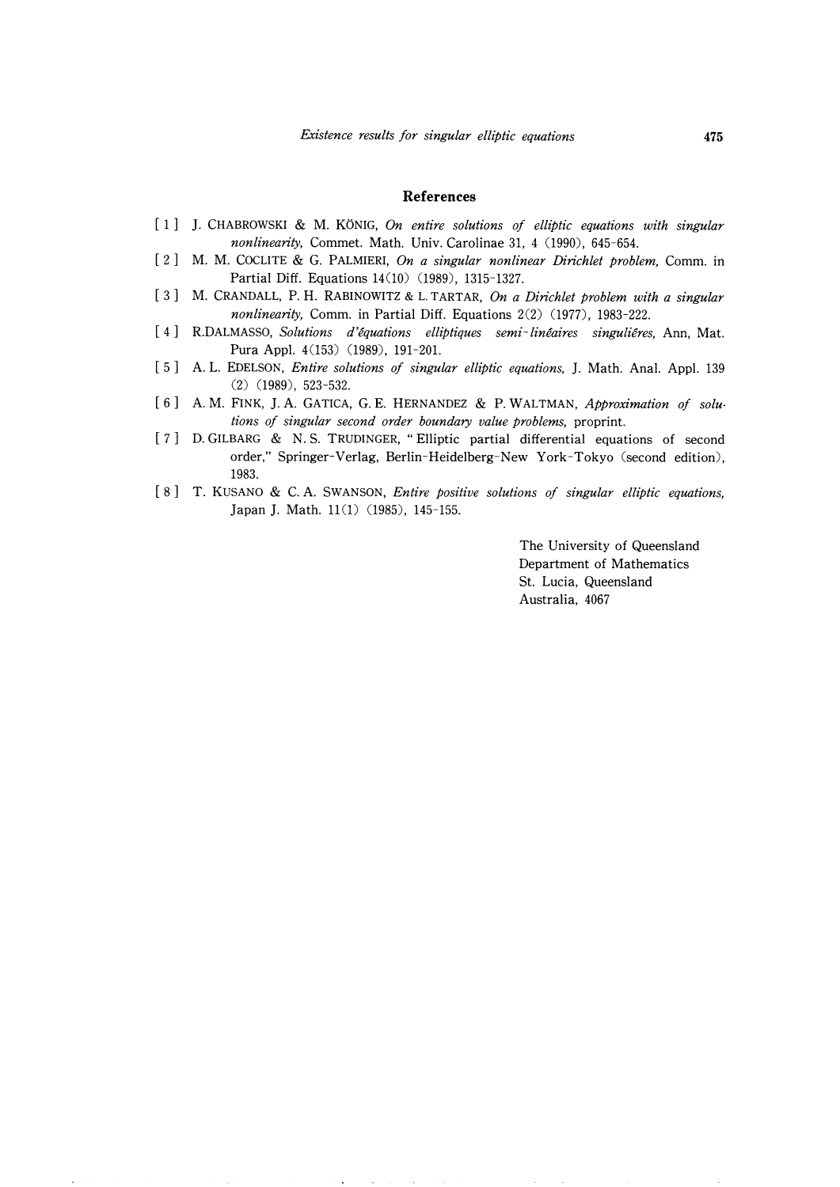## References

[1] J. CHABROWSKI & M. KÖNIG, *On entire solutions of elliptic equations with singular nonlinearity,* Commet. Math. Univ. Carolinae 31, 4 (1990), 645-654.

[2] M. M. COCLITE & G. PALMIERI, *On a singular nonlinear Dirichlet problem,* Comm. in Partial Diff. Equations 14(10) (1989), 1315-1327.

[3] M. CRANDALL, P. H. RABINOWITZ & L. TARTAR, *On a Dirichlet problem with a singular nonlinearity,* Comm. in Partial Diff. Equations 2(2) (1977), 1983-222.

[4] R.DALMASSO, *Solutions d'équations elliptiques semi-linéaires singulières,* Ann, Mat. Pura Appl. 4(153) (1989), 191-201.

[5] A. L. EDELSON, *Entire solutions of singular elliptic equations,* J. Math. Anal. Appl. 139 (2) (1989), 523-532.

[6] A. M. FINK, J. A. GATICA, G. E. HERNANDEZ & P. WALTMAN, *Approximation of solutions of singular second order boundary value problems,* proprint.

[7] D. GILBARG & N. S. TRUDINGER, "Elliptic partial differential equations of second order," Springer-Verlag, Berlin-Heidelberg-New York-Tokyo (second edition), 1983.

[8] T. KUSANO & C. A. SWANSON, *Entire positive solutions of singular elliptic equations,* Japan J. Math. 11(1) (1985), 145-155.

The University of Queensland
Department of Mathematics
St. Lucia, Queensland
Australia, 4067